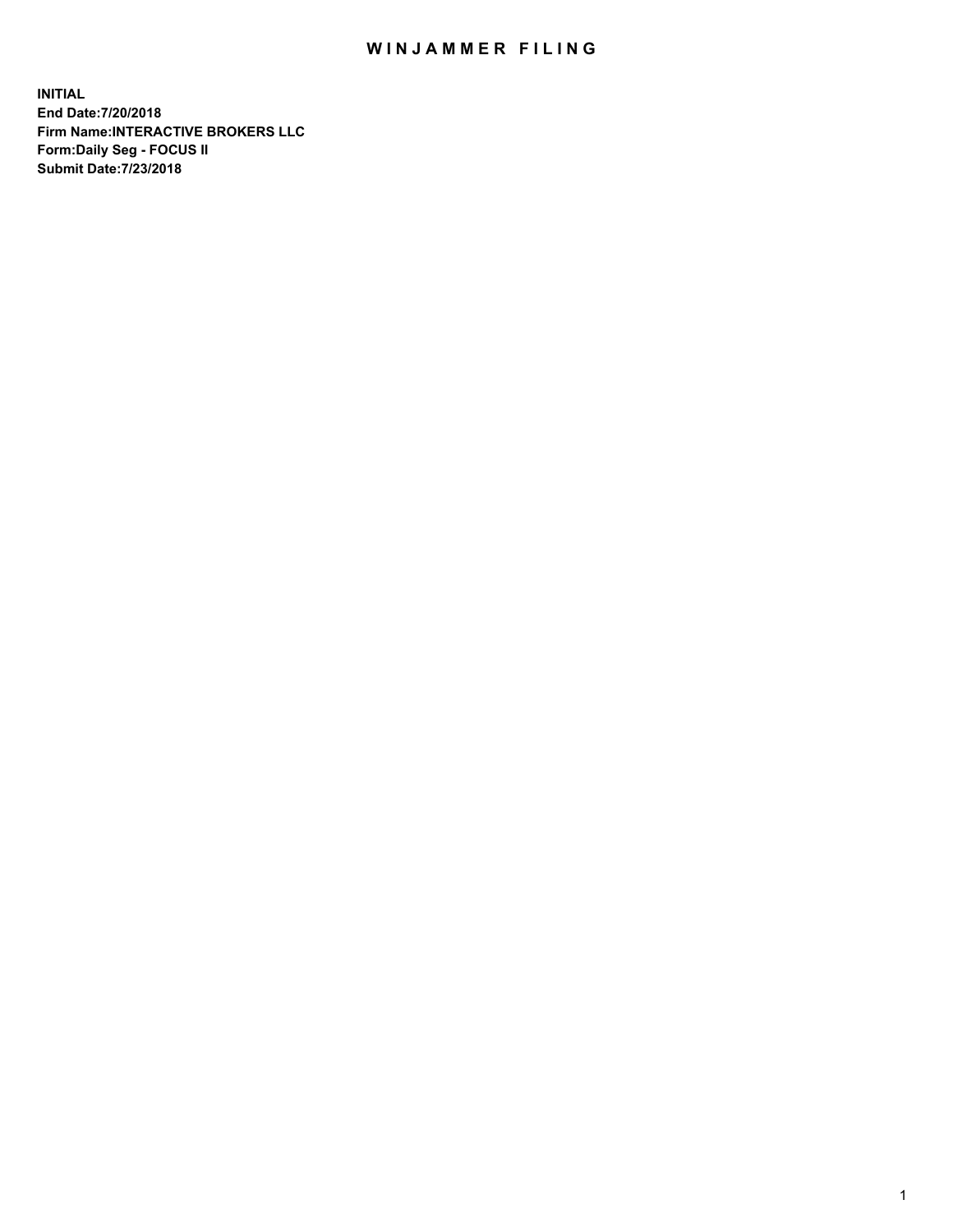# WINJAMMER FILING

**INITIAL**
**End Date:7/20/2018**
**Firm Name:INTERACTIVE BROKERS LLC**
**Form:Daily Seg - FOCUS II**
**Submit Date:7/23/2018**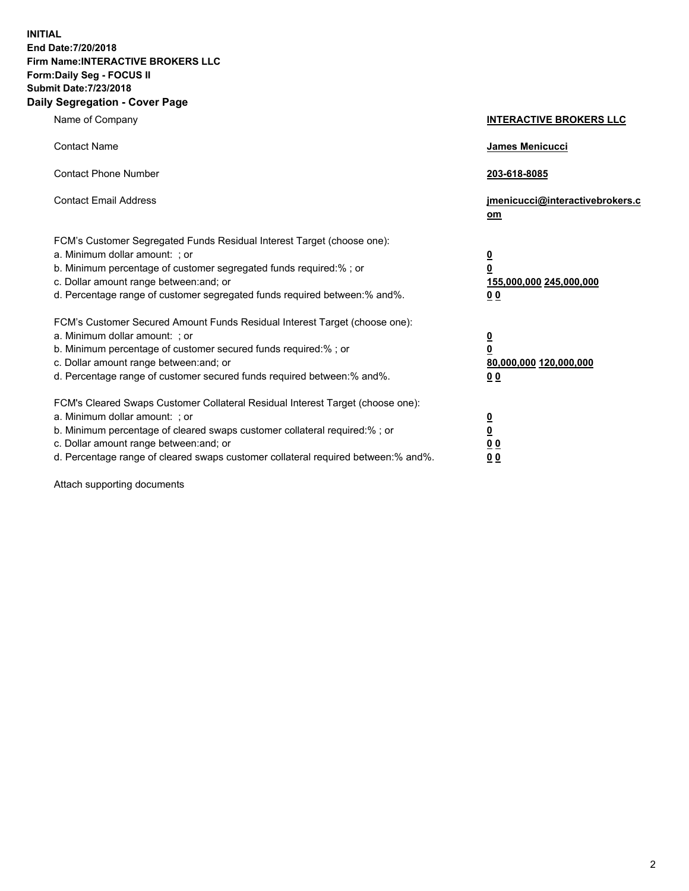**INITIAL**
**End Date:7/20/2018**
**Firm Name:INTERACTIVE BROKERS LLC**
**Form:Daily Seg - FOCUS II**
**Submit Date:7/23/2018**
**Daily Segregation - Cover Page**

| | |
|---|---|
| Name of Company | **INTERACTIVE BROKERS LLC** |
| Contact Name | **James Menicucci** |
| Contact Phone Number | **203-618-8085** |
| Contact Email Address | **jmenicucci@interactivebrokers.com** |

FCM's Customer Segregated Funds Residual Interest Target (choose one):

| | |
|---|---|
| a. Minimum dollar amount: ; or | **0** |
| b. Minimum percentage of customer segregated funds required:% ; or | **0** |
| c. Dollar amount range between:and; or | **155,000,000 245,000,000** |
| d. Percentage range of customer segregated funds required between:% and%. | **0 0** |

FCM's Customer Secured Amount Funds Residual Interest Target (choose one):

| | |
|---|---|
| a. Minimum dollar amount: ; or | **0** |
| b. Minimum percentage of customer secured funds required:% ; or | **0** |
| c. Dollar amount range between:and; or | **80,000,000 120,000,000** |
| d. Percentage range of customer secured funds required between:% and%. | **0 0** |

FCM's Cleared Swaps Customer Collateral Residual Interest Target (choose one):

| | |
|---|---|
| a. Minimum dollar amount: ; or | **0** |
| b. Minimum percentage of cleared swaps customer collateral required:% ; or | **0** |
| c. Dollar amount range between:and; or | **0 0** |
| d. Percentage range of cleared swaps customer collateral required between:% and%. | **0 0** |

Attach supporting documents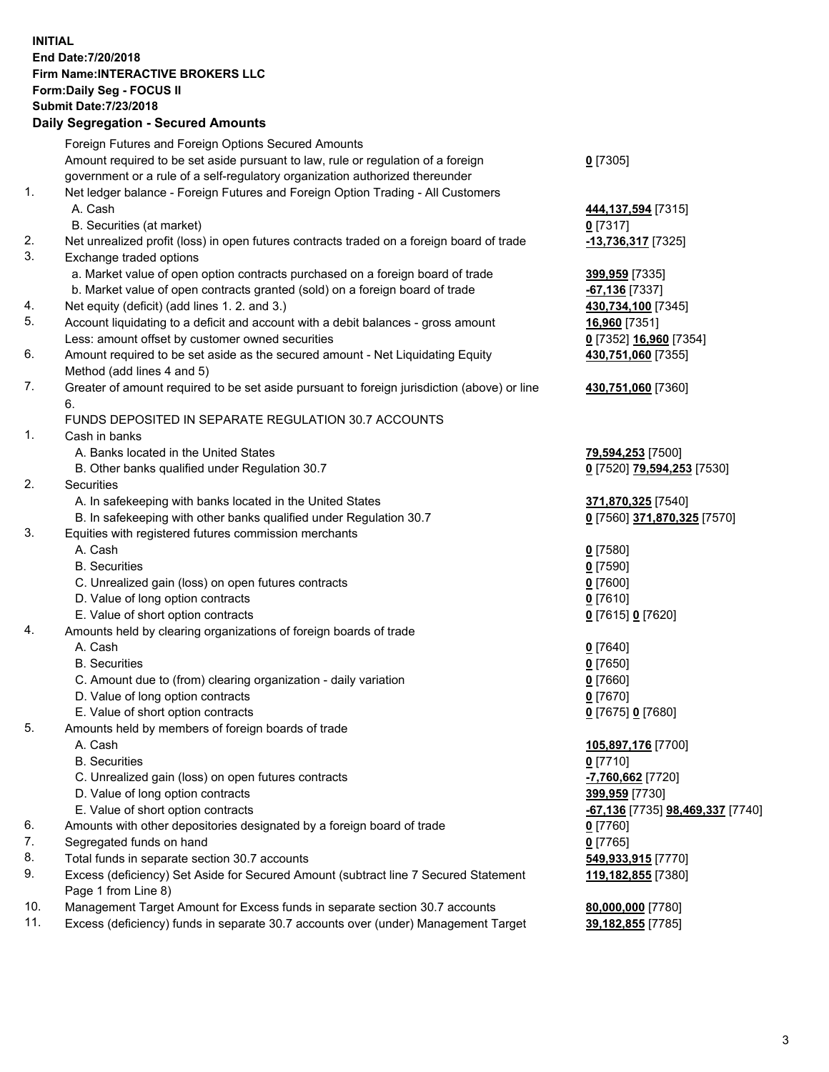**INITIAL**
**End Date:7/20/2018**
**Firm Name:INTERACTIVE BROKERS LLC**
**Form:Daily Seg - FOCUS II**
**Submit Date:7/23/2018**

## Daily Segregation - Secured Amounts

| | | |
|---|---|---|
| | Foreign Futures and Foreign Options Secured Amounts | |
| | Amount required to be set aside pursuant to law, rule or regulation of a foreign government or a rule of a self-regulatory organization authorized thereunder | **0** [7305] |
| 1. | Net ledger balance - Foreign Futures and Foreign Option Trading - All Customers | |
| | A. Cash | **444,137,594** [7315] |
| | B. Securities (at market) | **0** [7317] |
| 2. | Net unrealized profit (loss) in open futures contracts traded on a foreign board of trade | **-13,736,317** [7325] |
| 3. | Exchange traded options | |
| | a. Market value of open option contracts purchased on a foreign board of trade | **399,959** [7335] |
| | b. Market value of open contracts granted (sold) on a foreign board of trade | **-67,136** [7337] |
| 4. | Net equity (deficit) (add lines 1. 2. and 3.) | **430,734,100** [7345] |
| 5. | Account liquidating to a deficit and account with a debit balances - gross amount | **16,960** [7351] |
| | Less: amount offset by customer owned securities | **0** [7352] **16,960** [7354] |
| 6. | Amount required to be set aside as the secured amount - Net Liquidating Equity Method (add lines 4 and 5) | **430,751,060** [7355] |
| 7. | Greater of amount required to be set aside pursuant to foreign jurisdiction (above) or line 6. | **430,751,060** [7360] |
| | FUNDS DEPOSITED IN SEPARATE REGULATION 30.7 ACCOUNTS | |
| 1. | Cash in banks | |
| | A. Banks located in the United States | **79,594,253** [7500] |
| | B. Other banks qualified under Regulation 30.7 | **0** [7520] **79,594,253** [7530] |
| 2. | Securities | |
| | A. In safekeeping with banks located in the United States | **371,870,325** [7540] |
| | B. In safekeeping with other banks qualified under Regulation 30.7 | **0** [7560] **371,870,325** [7570] |
| 3. | Equities with registered futures commission merchants | |
| | A. Cash | **0** [7580] |
| | B. Securities | **0** [7590] |
| | C. Unrealized gain (loss) on open futures contracts | **0** [7600] |
| | D. Value of long option contracts | **0** [7610] |
| | E. Value of short option contracts | **0** [7615] **0** [7620] |
| 4. | Amounts held by clearing organizations of foreign boards of trade | |
| | A. Cash | **0** [7640] |
| | B. Securities | **0** [7650] |
| | C. Amount due to (from) clearing organization - daily variation | **0** [7660] |
| | D. Value of long option contracts | **0** [7670] |
| | E. Value of short option contracts | **0** [7675] **0** [7680] |
| 5. | Amounts held by members of foreign boards of trade | |
| | A. Cash | **105,897,176** [7700] |
| | B. Securities | **0** [7710] |
| | C. Unrealized gain (loss) on open futures contracts | **-7,760,662** [7720] |
| | D. Value of long option contracts | **399,959** [7730] |
| | E. Value of short option contracts | **-67,136** [7735] **98,469,337** [7740] |
| 6. | Amounts with other depositories designated by a foreign board of trade | **0** [7760] |
| 7. | Segregated funds on hand | **0** [7765] |
| 8. | Total funds in separate section 30.7 accounts | **549,933,915** [7770] |
| 9. | Excess (deficiency) Set Aside for Secured Amount (subtract line 7 Secured Statement Page 1 from Line 8) | **119,182,855** [7380] |
| 10. | Management Target Amount for Excess funds in separate section 30.7 accounts | **80,000,000** [7780] |
| 11. | Excess (deficiency) funds in separate 30.7 accounts over (under) Management Target | **39,182,855** [7785] |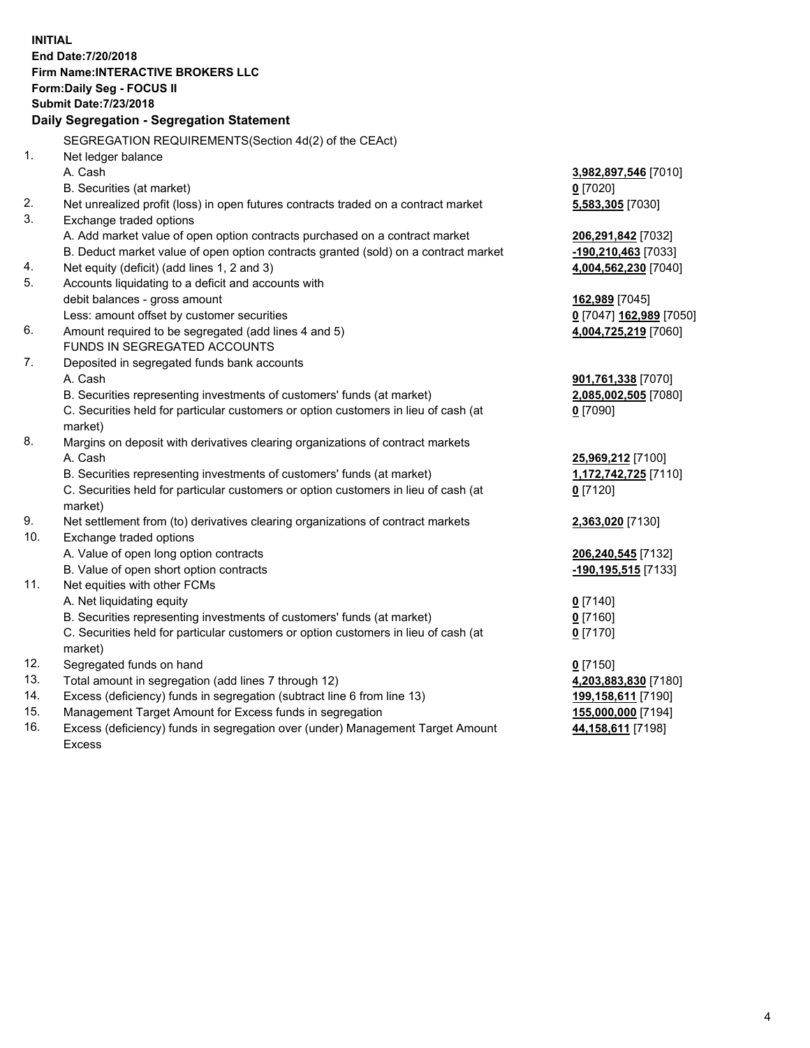**INITIAL**
**End Date:7/20/2018**
**Firm Name:INTERACTIVE BROKERS LLC**
**Form:Daily Seg - FOCUS II**
**Submit Date:7/23/2018**

**Daily Segregation - Segregation Statement**

| | | |
|---|---|---|
| | SEGREGATION REQUIREMENTS(Section 4d(2) of the CEAct) | |
| 1. | Net ledger balance | |
| | A. Cash | **3,982,897,546** [7010] |
| | B. Securities (at market) | **0** [7020] |
| 2. | Net unrealized profit (loss) in open futures contracts traded on a contract market | **5,583,305** [7030] |
| 3. | Exchange traded options | |
| | A. Add market value of open option contracts purchased on a contract market | **206,291,842** [7032] |
| | B. Deduct market value of open option contracts granted (sold) on a contract market | **-190,210,463** [7033] |
| 4. | Net equity (deficit) (add lines 1, 2 and 3) | **4,004,562,230** [7040] |
| 5. | Accounts liquidating to a deficit and accounts with | |
| | debit balances - gross amount | **162,989** [7045] |
| | Less: amount offset by customer securities | **0** [7047] **162,989** [7050] |
| 6. | Amount required to be segregated (add lines 4 and 5) | **4,004,725,219** [7060] |
| | FUNDS IN SEGREGATED ACCOUNTS | |
| 7. | Deposited in segregated funds bank accounts | |
| | A. Cash | **901,761,338** [7070] |
| | B. Securities representing investments of customers' funds (at market) | **2,085,002,505** [7080] |
| | C. Securities held for particular customers or option customers in lieu of cash (at market) | **0** [7090] |
| 8. | Margins on deposit with derivatives clearing organizations of contract markets | |
| | A. Cash | **25,969,212** [7100] |
| | B. Securities representing investments of customers' funds (at market) | **1,172,742,725** [7110] |
| | C. Securities held for particular customers or option customers in lieu of cash (at market) | **0** [7120] |
| 9. | Net settlement from (to) derivatives clearing organizations of contract markets | **2,363,020** [7130] |
| 10. | Exchange traded options | |
| | A. Value of open long option contracts | **206,240,545** [7132] |
| | B. Value of open short option contracts | **-190,195,515** [7133] |
| 11. | Net equities with other FCMs | |
| | A. Net liquidating equity | **0** [7140] |
| | B. Securities representing investments of customers' funds (at market) | **0** [7160] |
| | C. Securities held for particular customers or option customers in lieu of cash (at market) | **0** [7170] |
| 12. | Segregated funds on hand | **0** [7150] |
| 13. | Total amount in segregation (add lines 7 through 12) | **4,203,883,830** [7180] |
| 14. | Excess (deficiency) funds in segregation (subtract line 6 from line 13) | **199,158,611** [7190] |
| 15. | Management Target Amount for Excess funds in segregation | **155,000,000** [7194] |
| 16. | Excess (deficiency) funds in segregation over (under) Management Target Amount Excess | **44,158,611** [7198] |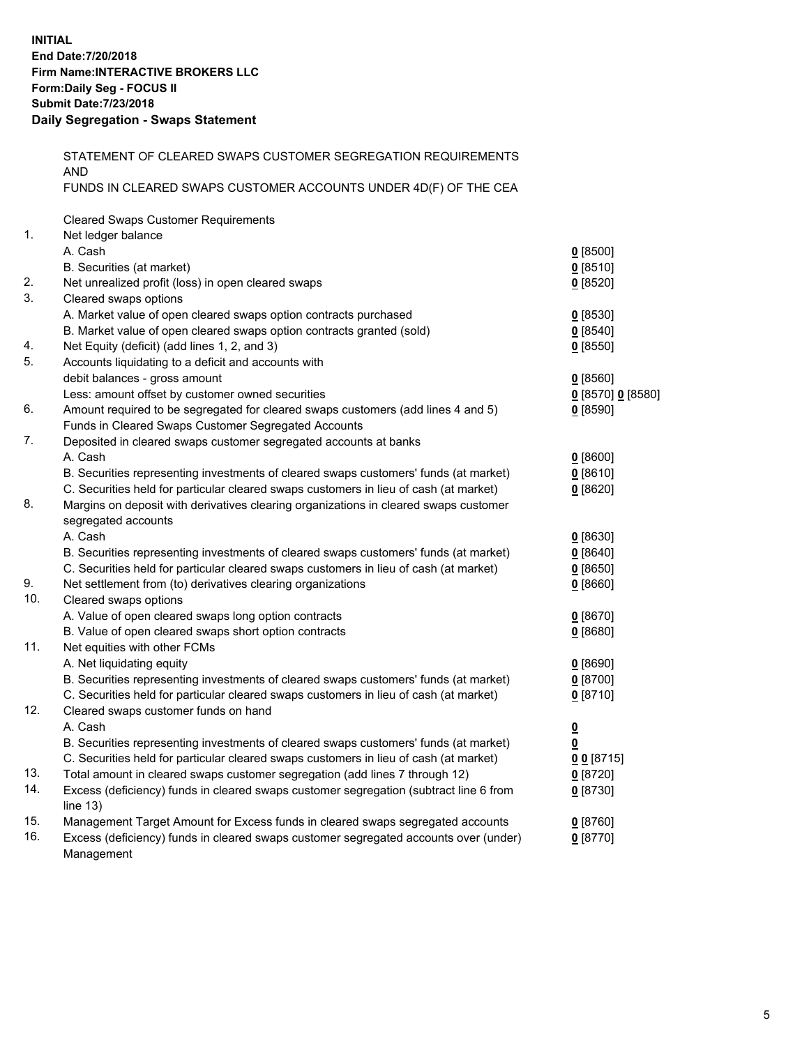**INITIAL**
**End Date:7/20/2018**
**Firm Name:INTERACTIVE BROKERS LLC**
**Form:Daily Seg - FOCUS II**
**Submit Date:7/23/2018**
**Daily Segregation - Swaps Statement**

STATEMENT OF CLEARED SWAPS CUSTOMER SEGREGATION REQUIREMENTS AND FUNDS IN CLEARED SWAPS CUSTOMER ACCOUNTS UNDER 4D(F) OF THE CEA

| | | |
|---|---|---|
| | Cleared Swaps Customer Requirements | |
| 1. | Net ledger balance | |
| | A. Cash | 0 [8500] |
| | B. Securities (at market) | 0 [8510] |
| 2. | Net unrealized profit (loss) in open cleared swaps | 0 [8520] |
| 3. | Cleared swaps options | |
| | A. Market value of open cleared swaps option contracts purchased | 0 [8530] |
| | B. Market value of open cleared swaps option contracts granted (sold) | 0 [8540] |
| 4. | Net Equity (deficit) (add lines 1, 2, and 3) | 0 [8550] |
| 5. | Accounts liquidating to a deficit and accounts with debit balances - gross amount | 0 [8560] |
| | Less: amount offset by customer owned securities | 0 [8570] 0 [8580] |
| 6. | Amount required to be segregated for cleared swaps customers (add lines 4 and 5) | 0 [8590] |
| | Funds in Cleared Swaps Customer Segregated Accounts | |
| 7. | Deposited in cleared swaps customer segregated accounts at banks | |
| | A. Cash | 0 [8600] |
| | B. Securities representing investments of cleared swaps customers' funds (at market) | 0 [8610] |
| | C. Securities held for particular cleared swaps customers in lieu of cash (at market) | 0 [8620] |
| 8. | Margins on deposit with derivatives clearing organizations in cleared swaps customer segregated accounts | |
| | A. Cash | 0 [8630] |
| | B. Securities representing investments of cleared swaps customers' funds (at market) | 0 [8640] |
| | C. Securities held for particular cleared swaps customers in lieu of cash (at market) | 0 [8650] |
| 9. | Net settlement from (to) derivatives clearing organizations | 0 [8660] |
| 10. | Cleared swaps options | |
| | A. Value of open cleared swaps long option contracts | 0 [8670] |
| | B. Value of open cleared swaps short option contracts | 0 [8680] |
| 11. | Net equities with other FCMs | |
| | A. Net liquidating equity | 0 [8690] |
| | B. Securities representing investments of cleared swaps customers' funds (at market) | 0 [8700] |
| | C. Securities held for particular cleared swaps customers in lieu of cash (at market) | 0 [8710] |
| 12. | Cleared swaps customer funds on hand | |
| | A. Cash | 0 |
| | B. Securities representing investments of cleared swaps customers' funds (at market) | 0 |
| | C. Securities held for particular cleared swaps customers in lieu of cash (at market) | 0 0 [8715] |
| 13. | Total amount in cleared swaps customer segregation (add lines 7 through 12) | 0 [8720] |
| 14. | Excess (deficiency) funds in cleared swaps customer segregation (subtract line 6 from line 13) | 0 [8730] |
| 15. | Management Target Amount for Excess funds in cleared swaps segregated accounts | 0 [8760] |
| 16. | Excess (deficiency) funds in cleared swaps customer segregated accounts over (under) Management | 0 [8770] |